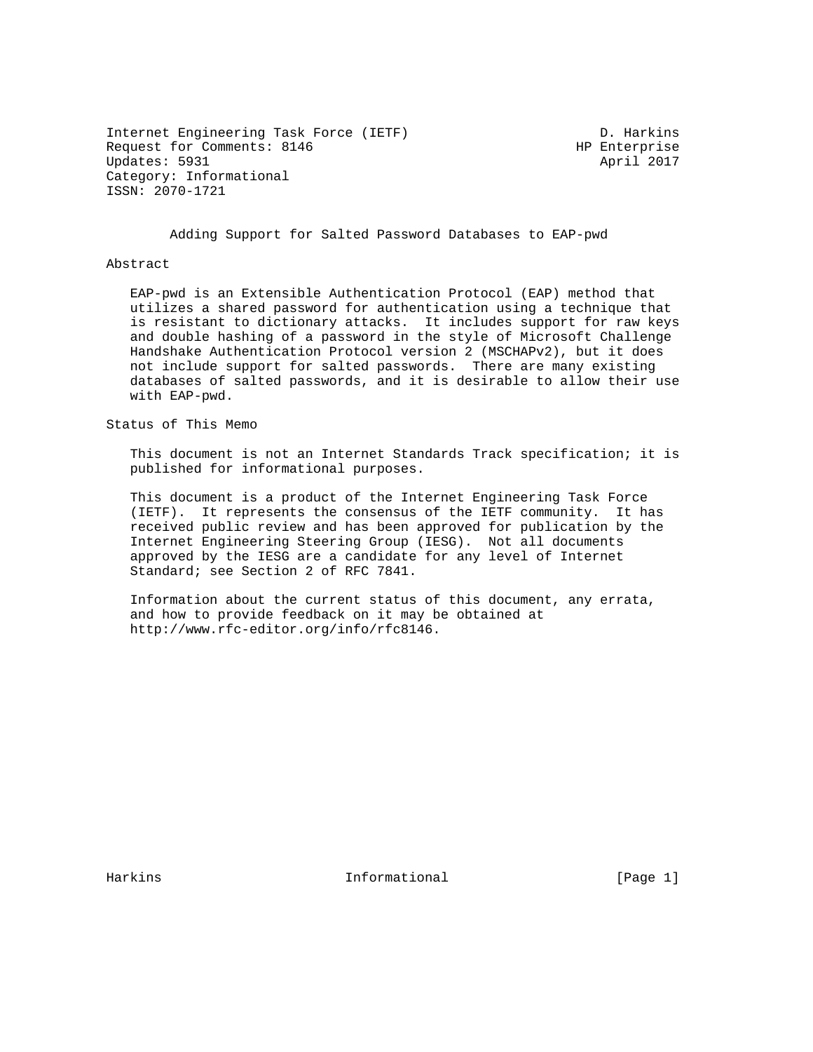Internet Engineering Task Force (IETF)                        D. Harkins
Request for Comments: 8146                                 HP Enterprise
Updates: 5931                                                 April 2017
Category: Informational
ISSN: 2070-1721

# Adding Support for Salted Password Databases to EAP-pwd

## Abstract

EAP-pwd is an Extensible Authentication Protocol (EAP) method that utilizes a shared password for authentication using a technique that is resistant to dictionary attacks. It includes support for raw keys and double hashing of a password in the style of Microsoft Challenge Handshake Authentication Protocol version 2 (MSCHAPv2), but it does not include support for salted passwords. There are many existing databases of salted passwords, and it is desirable to allow their use with EAP-pwd.

## Status of This Memo

This document is not an Internet Standards Track specification; it is published for informational purposes.

This document is a product of the Internet Engineering Task Force (IETF). It represents the consensus of the IETF community. It has received public review and has been approved for publication by the Internet Engineering Steering Group (IESG). Not all documents approved by the IESG are a candidate for any level of Internet Standard; see Section 2 of RFC 7841.

Information about the current status of this document, any errata, and how to provide feedback on it may be obtained at http://www.rfc-editor.org/info/rfc8146.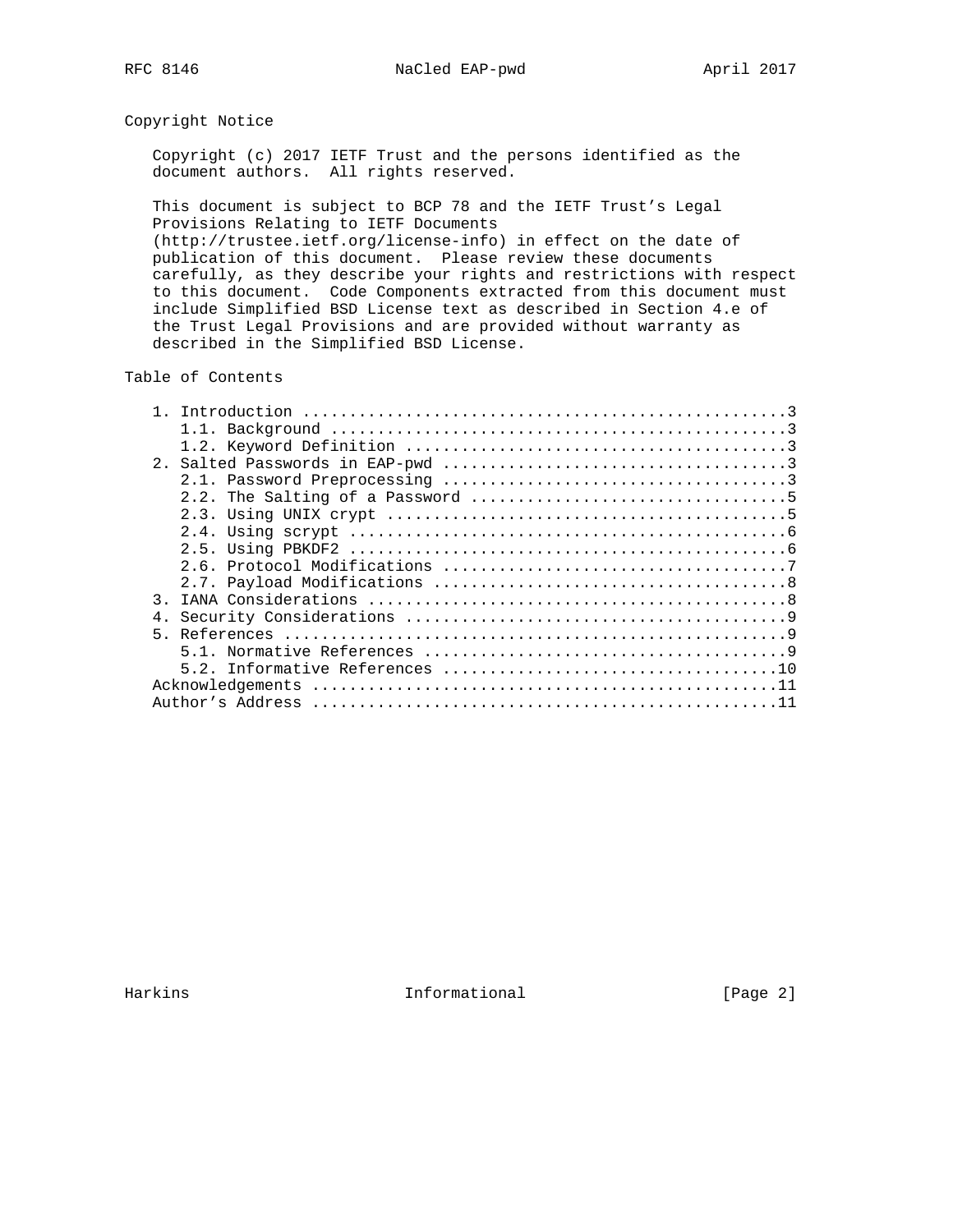## Copyright Notice

Copyright (c) 2017 IETF Trust and the persons identified as the document authors. All rights reserved.

This document is subject to BCP 78 and the IETF Trust's Legal Provisions Relating to IETF Documents (http://trustee.ietf.org/license-info) in effect on the date of publication of this document. Please review these documents carefully, as they describe your rights and restrictions with respect to this document. Code Components extracted from this document must include Simplified BSD License text as described in Section 4.e of the Trust Legal Provisions and are provided without warranty as described in the Simplified BSD License.

## Table of Contents

```
   1. Introduction ....................................................3
      1.1. Background .................................................3
      1.2. Keyword Definition .........................................3
   2. Salted Passwords in EAP-pwd .....................................3
      2.1. Password Preprocessing .....................................3
      2.2. The Salting of a Password ..................................5
      2.3. Using UNIX crypt ...........................................5
      2.4. Using scrypt ...............................................6
      2.5. Using PBKDF2 ...............................................6
      2.6. Protocol Modifications .....................................7
      2.7. Payload Modifications ......................................8
   3. IANA Considerations .............................................8
   4. Security Considerations .........................................9
   5. References ......................................................9
      5.1. Normative References .......................................9
      5.2. Informative References ....................................10
   Acknowledgements ..................................................11
   Author's Address ..................................................11
```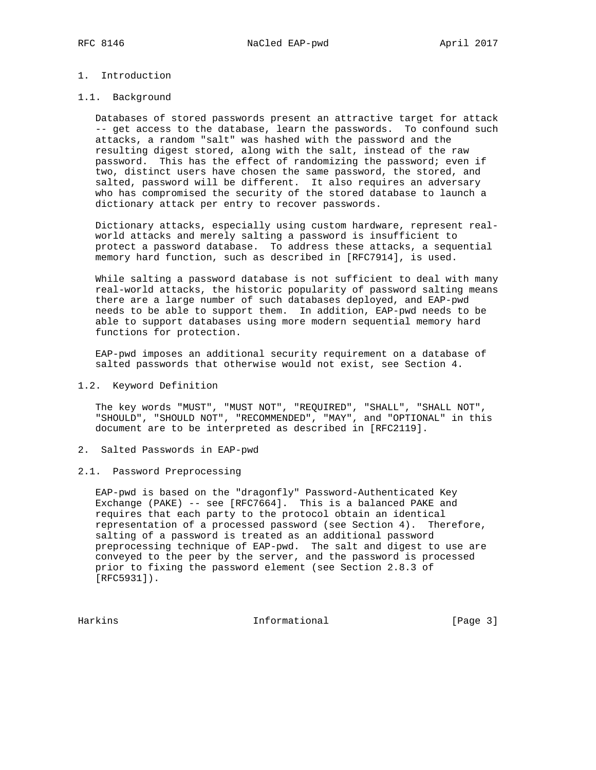# 1. Introduction

## 1.1. Background

Databases of stored passwords present an attractive target for attack -- get access to the database, learn the passwords. To confound such attacks, a random "salt" was hashed with the password and the resulting digest stored, along with the salt, instead of the raw password. This has the effect of randomizing the password; even if two, distinct users have chosen the same password, the stored, and salted, password will be different. It also requires an adversary who has compromised the security of the stored database to launch a dictionary attack per entry to recover passwords.

Dictionary attacks, especially using custom hardware, represent real-world attacks and merely salting a password is insufficient to protect a password database. To address these attacks, a sequential memory hard function, such as described in [RFC7914], is used.

While salting a password database is not sufficient to deal with many real-world attacks, the historic popularity of password salting means there are a large number of such databases deployed, and EAP-pwd needs to be able to support them. In addition, EAP-pwd needs to be able to support databases using more modern sequential memory hard functions for protection.

EAP-pwd imposes an additional security requirement on a database of salted passwords that otherwise would not exist, see Section 4.

## 1.2. Keyword Definition

The key words "MUST", "MUST NOT", "REQUIRED", "SHALL", "SHALL NOT", "SHOULD", "SHOULD NOT", "RECOMMENDED", "MAY", and "OPTIONAL" in this document are to be interpreted as described in [RFC2119].

# 2. Salted Passwords in EAP-pwd

## 2.1. Password Preprocessing

EAP-pwd is based on the "dragonfly" Password-Authenticated Key Exchange (PAKE) -- see [RFC7664]. This is a balanced PAKE and requires that each party to the protocol obtain an identical representation of a processed password (see Section 4). Therefore, salting of a password is treated as an additional password preprocessing technique of EAP-pwd. The salt and digest to use are conveyed to the peer by the server, and the password is processed prior to fixing the password element (see Section 2.8.3 of [RFC5931]).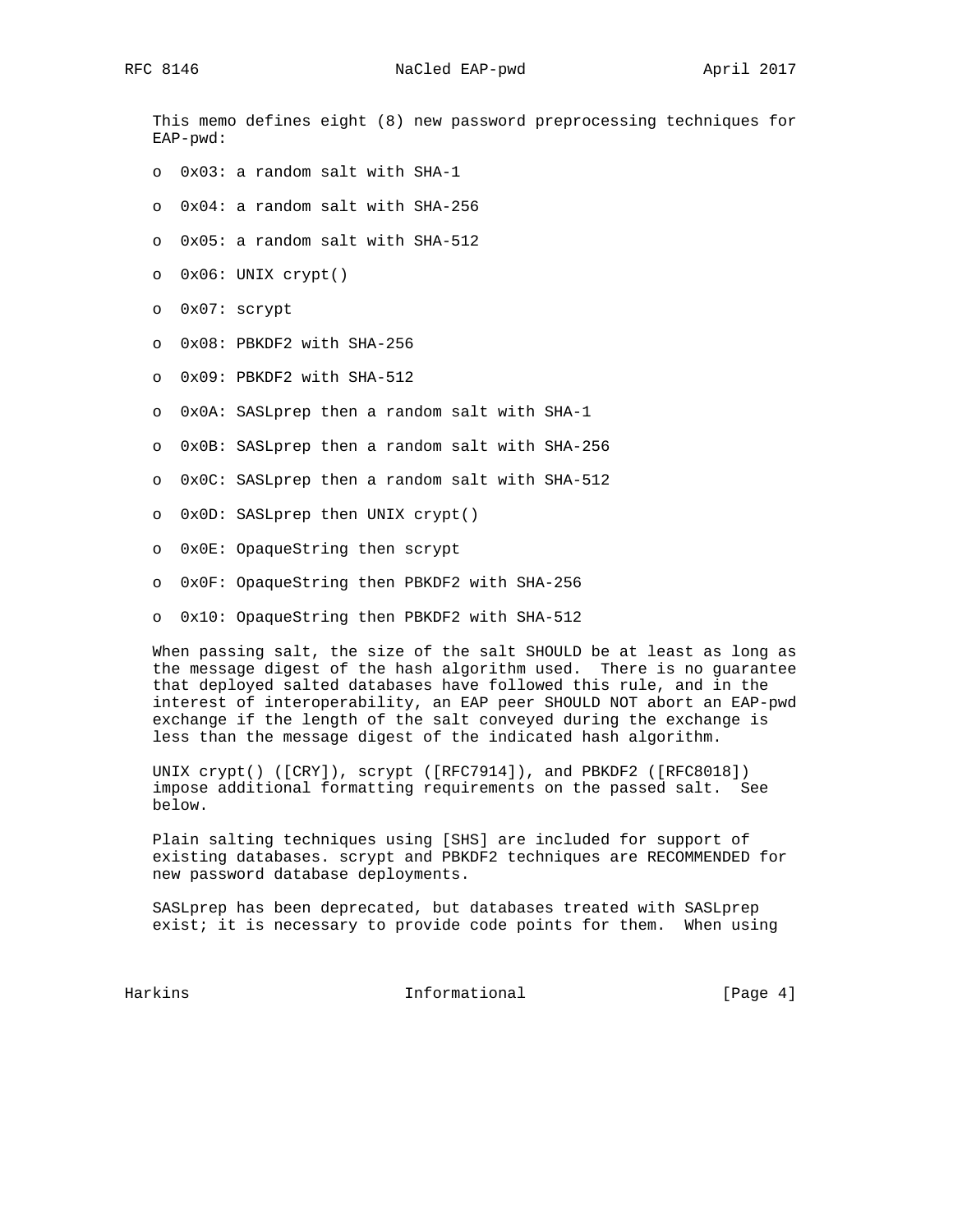This memo defines eight (8) new password preprocessing techniques for EAP-pwd:

- 0x03: a random salt with SHA-1
- 0x04: a random salt with SHA-256
- 0x05: a random salt with SHA-512
- 0x06: UNIX crypt()
- 0x07: scrypt
- 0x08: PBKDF2 with SHA-256
- 0x09: PBKDF2 with SHA-512
- 0x0A: SASLprep then a random salt with SHA-1
- 0x0B: SASLprep then a random salt with SHA-256
- 0x0C: SASLprep then a random salt with SHA-512
- 0x0D: SASLprep then UNIX crypt()
- 0x0E: OpaqueString then scrypt
- 0x0F: OpaqueString then PBKDF2 with SHA-256
- 0x10: OpaqueString then PBKDF2 with SHA-512

When passing salt, the size of the salt SHOULD be at least as long as the message digest of the hash algorithm used. There is no guarantee that deployed salted databases have followed this rule, and in the interest of interoperability, an EAP peer SHOULD NOT abort an EAP-pwd exchange if the length of the salt conveyed during the exchange is less than the message digest of the indicated hash algorithm.

UNIX crypt() ([CRY]), scrypt ([RFC7914]), and PBKDF2 ([RFC8018]) impose additional formatting requirements on the passed salt. See below.

Plain salting techniques using [SHS] are included for support of existing databases. scrypt and PBKDF2 techniques are RECOMMENDED for new password database deployments.

SASLprep has been deprecated, but databases treated with SASLprep exist; it is necessary to provide code points for them. When using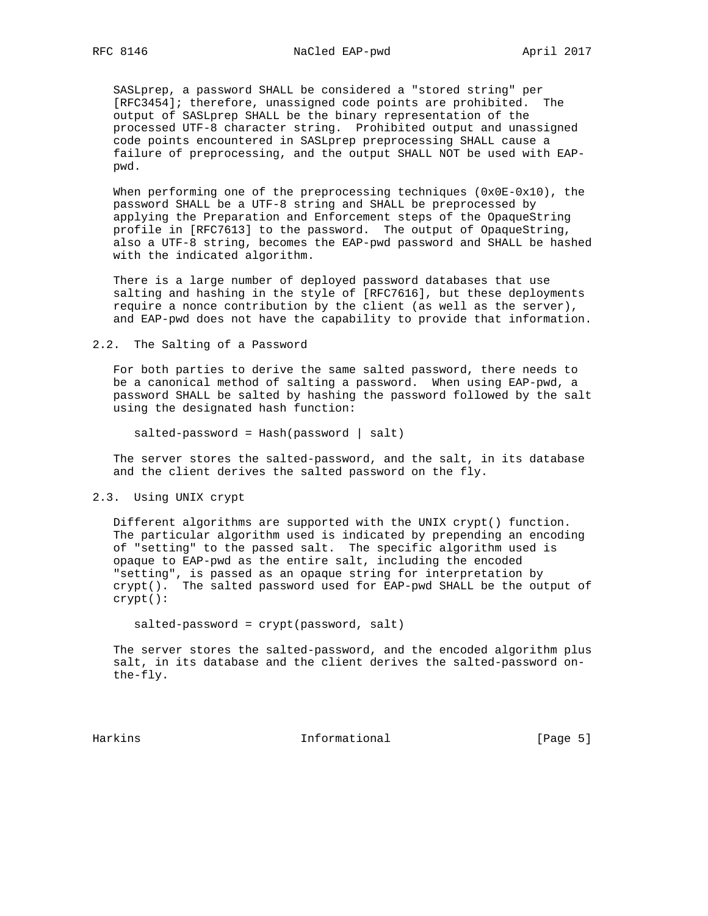SASLprep, a password SHALL be considered a "stored string" per [RFC3454]; therefore, unassigned code points are prohibited. The output of SASLprep SHALL be the binary representation of the processed UTF-8 character string. Prohibited output and unassigned code points encountered in SASLprep preprocessing SHALL cause a failure of preprocessing, and the output SHALL NOT be used with EAP-pwd.

When performing one of the preprocessing techniques (0x0E-0x10), the password SHALL be a UTF-8 string and SHALL be preprocessed by applying the Preparation and Enforcement steps of the OpaqueString profile in [RFC7613] to the password. The output of OpaqueString, also a UTF-8 string, becomes the EAP-pwd password and SHALL be hashed with the indicated algorithm.

There is a large number of deployed password databases that use salting and hashing in the style of [RFC7616], but these deployments require a nonce contribution by the client (as well as the server), and EAP-pwd does not have the capability to provide that information.

## 2.2. The Salting of a Password

For both parties to derive the same salted password, there needs to be a canonical method of salting a password. When using EAP-pwd, a password SHALL be salted by hashing the password followed by the salt using the designated hash function:

```
salted-password = Hash(password | salt)
```

The server stores the salted-password, and the salt, in its database and the client derives the salted password on the fly.

## 2.3. Using UNIX crypt

Different algorithms are supported with the UNIX crypt() function. The particular algorithm used is indicated by prepending an encoding of "setting" to the passed salt. The specific algorithm used is opaque to EAP-pwd as the entire salt, including the encoded "setting", is passed as an opaque string for interpretation by crypt(). The salted password used for EAP-pwd SHALL be the output of crypt():

```
salted-password = crypt(password, salt)
```

The server stores the salted-password, and the encoded algorithm plus salt, in its database and the client derives the salted-password on-the-fly.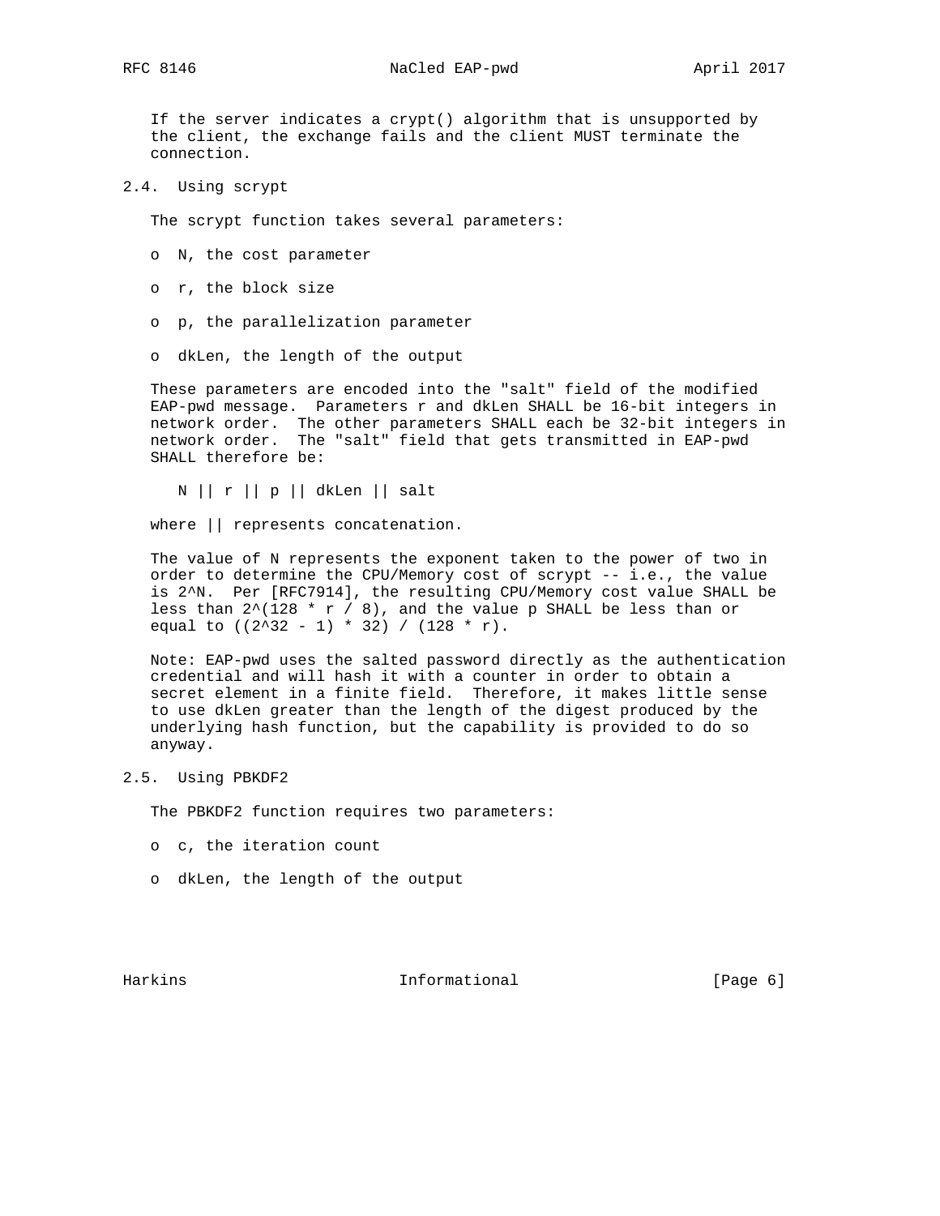If the server indicates a crypt() algorithm that is unsupported by the client, the exchange fails and the client MUST terminate the connection.

## 2.4. Using scrypt

The scrypt function takes several parameters:

- N, the cost parameter
- r, the block size
- p, the parallelization parameter
- dkLen, the length of the output

These parameters are encoded into the "salt" field of the modified EAP-pwd message. Parameters r and dkLen SHALL be 16-bit integers in network order. The other parameters SHALL each be 32-bit integers in network order. The "salt" field that gets transmitted in EAP-pwd SHALL therefore be:

```
N || r || p || dkLen || salt
```

where || represents concatenation.

The value of N represents the exponent taken to the power of two in order to determine the CPU/Memory cost of scrypt -- i.e., the value is $2^N$. Per [RFC7914], the resulting CPU/Memory cost value SHALL be less than $2^{(128 * r / 8)}$, and the value p SHALL be less than or equal to $((2^{32} - 1) * 32) / (128 * r)$.

Note: EAP-pwd uses the salted password directly as the authentication credential and will hash it with a counter in order to obtain a secret element in a finite field. Therefore, it makes little sense to use dkLen greater than the length of the digest produced by the underlying hash function, but the capability is provided to do so anyway.

## 2.5. Using PBKDF2

The PBKDF2 function requires two parameters:

- c, the iteration count
- dkLen, the length of the output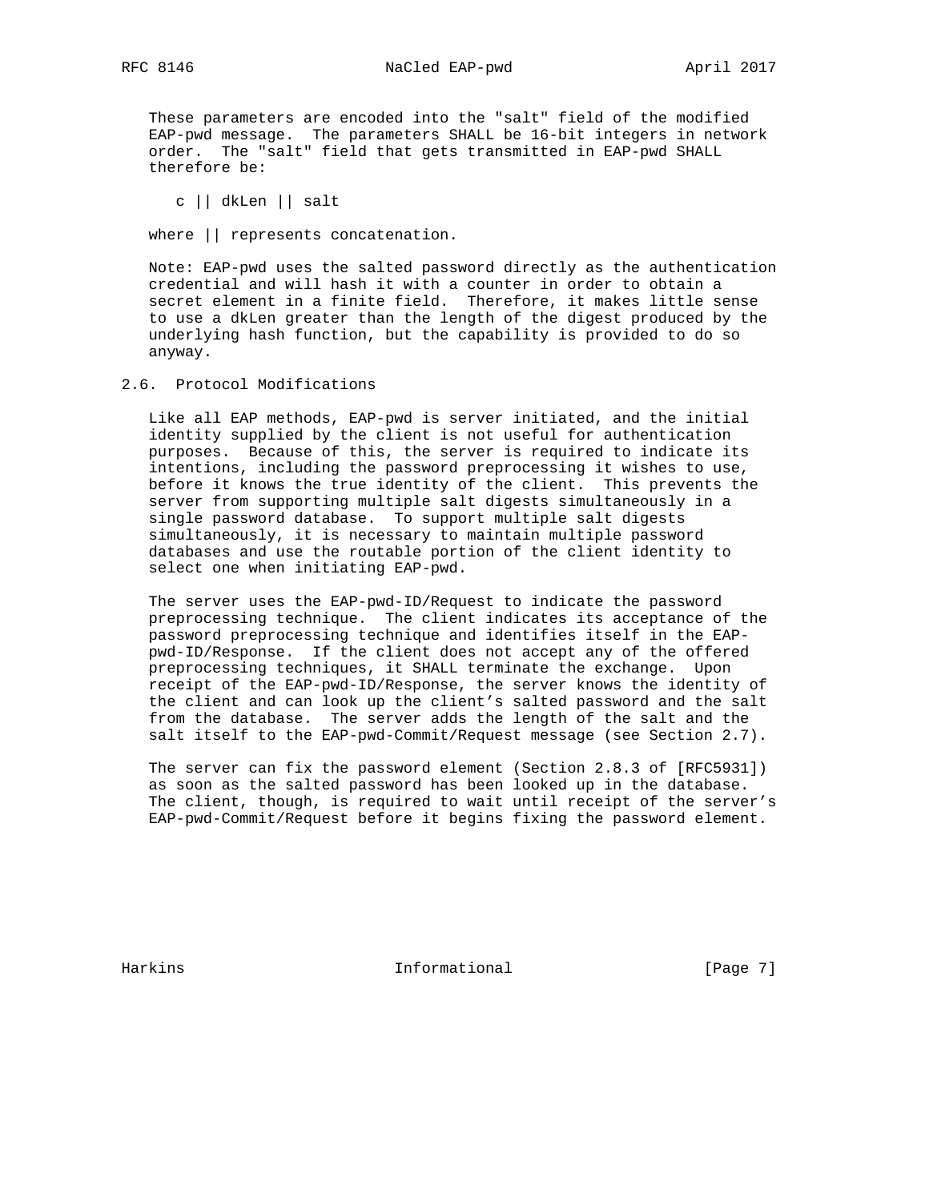These parameters are encoded into the "salt" field of the modified EAP-pwd message. The parameters SHALL be 16-bit integers in network order. The "salt" field that gets transmitted in EAP-pwd SHALL therefore be:

```
c || dkLen || salt
```

where || represents concatenation.

Note: EAP-pwd uses the salted password directly as the authentication credential and will hash it with a counter in order to obtain a secret element in a finite field. Therefore, it makes little sense to use a dkLen greater than the length of the digest produced by the underlying hash function, but the capability is provided to do so anyway.

## 2.6. Protocol Modifications

Like all EAP methods, EAP-pwd is server initiated, and the initial identity supplied by the client is not useful for authentication purposes. Because of this, the server is required to indicate its intentions, including the password preprocessing it wishes to use, before it knows the true identity of the client. This prevents the server from supporting multiple salt digests simultaneously in a single password database. To support multiple salt digests simultaneously, it is necessary to maintain multiple password databases and use the routable portion of the client identity to select one when initiating EAP-pwd.

The server uses the EAP-pwd-ID/Request to indicate the password preprocessing technique. The client indicates its acceptance of the password preprocessing technique and identifies itself in the EAP-pwd-ID/Response. If the client does not accept any of the offered preprocessing techniques, it SHALL terminate the exchange. Upon receipt of the EAP-pwd-ID/Response, the server knows the identity of the client and can look up the client's salted password and the salt from the database. The server adds the length of the salt and the salt itself to the EAP-pwd-Commit/Request message (see Section 2.7).

The server can fix the password element (Section 2.8.3 of [RFC5931]) as soon as the salted password has been looked up in the database. The client, though, is required to wait until receipt of the server's EAP-pwd-Commit/Request before it begins fixing the password element.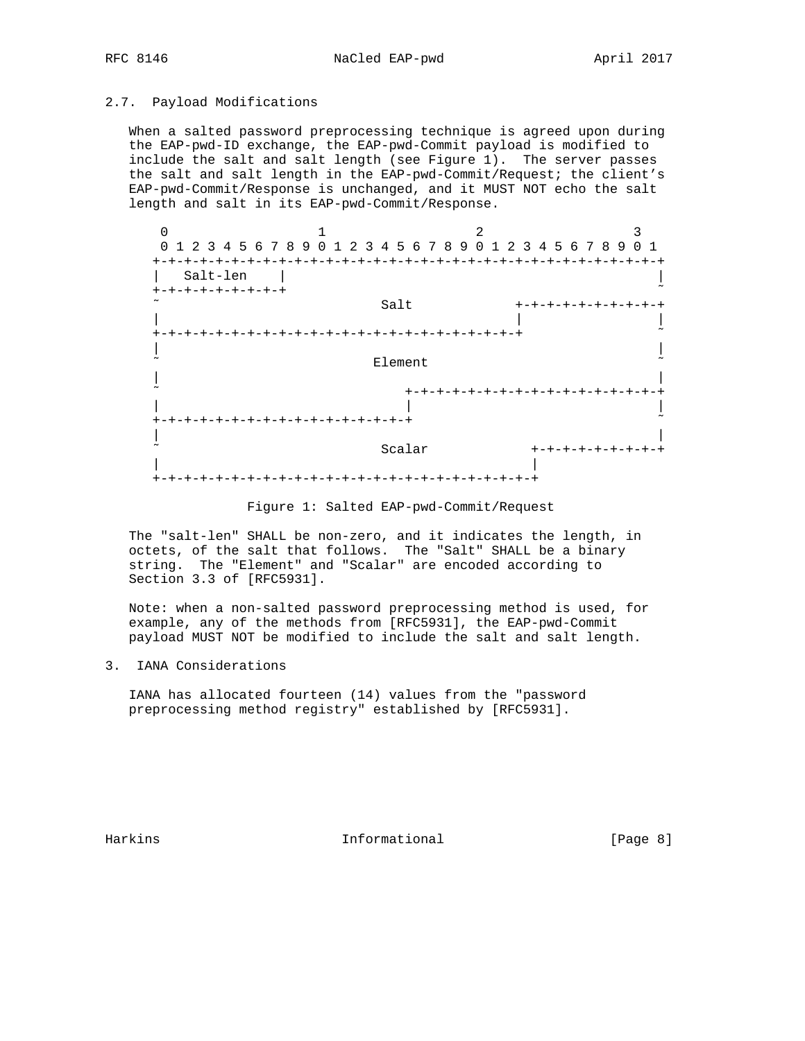## 2.7. Payload Modifications

When a salted password preprocessing technique is agreed upon during the EAP-pwd-ID exchange, the EAP-pwd-Commit payload is modified to include the salt and salt length (see Figure 1). The server passes the salt and salt length in the EAP-pwd-Commit/Request; the client's EAP-pwd-Commit/Response is unchanged, and it MUST NOT echo the salt length and salt in its EAP-pwd-Commit/Response.

```
 0                   1                   2                   3
 0 1 2 3 4 5 6 7 8 9 0 1 2 3 4 5 6 7 8 9 0 1 2 3 4 5 6 7 8 9 0 1
+-+-+-+-+-+-+-+-+-+-+-+-+-+-+-+-+-+-+-+-+-+-+-+-+-+-+-+-+-+-+-+-+
|   Salt-len    |                                               |
+-+-+-+-+-+-+-+-+                                               ~
~                             Salt            +-+-+-+-+-+-+-+-+-+
|                                             |                 |
+-+-+-+-+-+-+-+-+-+-+-+-+-+-+-+-+-+-+-+-+-+-+-+                 ~
|                                                               |
~                            Element                            ~
|                                                               |
~                               +-+-+-+-+-+-+-+-+-+-+-+-+-+-+-+-+
|                               |                               |
+-+-+-+-+-+-+-+-+-+-+-+-+-+-+-+-+                               ~
|                                                               |
~                             Scalar            +-+-+-+-+-+-+-+-+
|                                               |
+-+-+-+-+-+-+-+-+-+-+-+-+-+-+-+-+-+-+-+-+-+-+-+-+
```

Figure 1: Salted EAP-pwd-Commit/Request

The "salt-len" SHALL be non-zero, and it indicates the length, in octets, of the salt that follows. The "Salt" SHALL be a binary string. The "Element" and "Scalar" are encoded according to Section 3.3 of [RFC5931].

Note: when a non-salted password preprocessing method is used, for example, any of the methods from [RFC5931], the EAP-pwd-Commit payload MUST NOT be modified to include the salt and salt length.

# 3. IANA Considerations

IANA has allocated fourteen (14) values from the "password preprocessing method registry" established by [RFC5931].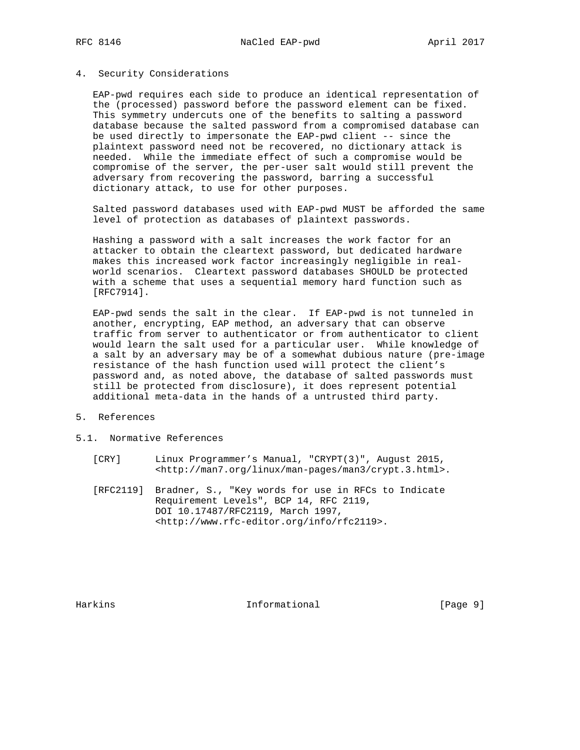## 4. Security Considerations

EAP-pwd requires each side to produce an identical representation of the (processed) password before the password element can be fixed. This symmetry undercuts one of the benefits to salting a password database because the salted password from a compromised database can be used directly to impersonate the EAP-pwd client -- since the plaintext password need not be recovered, no dictionary attack is needed. While the immediate effect of such a compromise would be compromise of the server, the per-user salt would still prevent the adversary from recovering the password, barring a successful dictionary attack, to use for other purposes.

Salted password databases used with EAP-pwd MUST be afforded the same level of protection as databases of plaintext passwords.

Hashing a password with a salt increases the work factor for an attacker to obtain the cleartext password, but dedicated hardware makes this increased work factor increasingly negligible in real-world scenarios. Cleartext password databases SHOULD be protected with a scheme that uses a sequential memory hard function such as [RFC7914].

EAP-pwd sends the salt in the clear. If EAP-pwd is not tunneled in another, encrypting, EAP method, an adversary that can observe traffic from server to authenticator or from authenticator to client would learn the salt used for a particular user. While knowledge of a salt by an adversary may be of a somewhat dubious nature (pre-image resistance of the hash function used will protect the client's password and, as noted above, the database of salted passwords must still be protected from disclosure), it does represent potential additional meta-data in the hands of a untrusted third party.

## 5. References

### 5.1. Normative References

[CRY] Linux Programmer's Manual, "CRYPT(3)", August 2015, <http://man7.org/linux/man-pages/man3/crypt.3.html>.

[RFC2119] Bradner, S., "Key words for use in RFCs to Indicate Requirement Levels", BCP 14, RFC 2119, DOI 10.17487/RFC2119, March 1997, <http://www.rfc-editor.org/info/rfc2119>.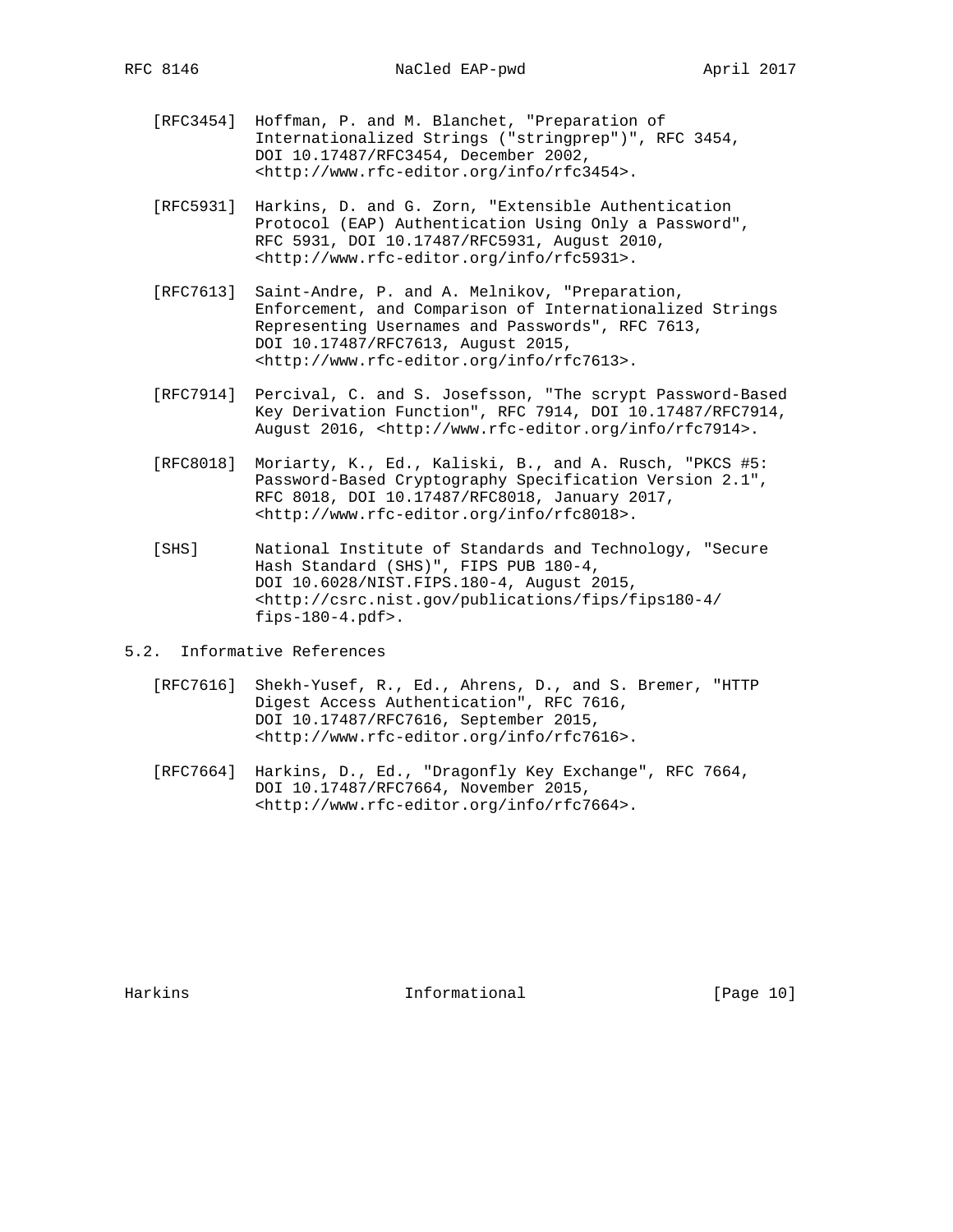[RFC3454] Hoffman, P. and M. Blanchet, "Preparation of Internationalized Strings ("stringprep")", RFC 3454, DOI 10.17487/RFC3454, December 2002, <http://www.rfc-editor.org/info/rfc3454>.

[RFC5931] Harkins, D. and G. Zorn, "Extensible Authentication Protocol (EAP) Authentication Using Only a Password", RFC 5931, DOI 10.17487/RFC5931, August 2010, <http://www.rfc-editor.org/info/rfc5931>.

[RFC7613] Saint-Andre, P. and A. Melnikov, "Preparation, Enforcement, and Comparison of Internationalized Strings Representing Usernames and Passwords", RFC 7613, DOI 10.17487/RFC7613, August 2015, <http://www.rfc-editor.org/info/rfc7613>.

[RFC7914] Percival, C. and S. Josefsson, "The scrypt Password-Based Key Derivation Function", RFC 7914, DOI 10.17487/RFC7914, August 2016, <http://www.rfc-editor.org/info/rfc7914>.

[RFC8018] Moriarty, K., Ed., Kaliski, B., and A. Rusch, "PKCS #5: Password-Based Cryptography Specification Version 2.1", RFC 8018, DOI 10.17487/RFC8018, January 2017, <http://www.rfc-editor.org/info/rfc8018>.

[SHS] National Institute of Standards and Technology, "Secure Hash Standard (SHS)", FIPS PUB 180-4, DOI 10.6028/NIST.FIPS.180-4, August 2015, <http://csrc.nist.gov/publications/fips/fips180-4/fips-180-4.pdf>.

## 5.2. Informative References

[RFC7616] Shekh-Yusef, R., Ed., Ahrens, D., and S. Bremer, "HTTP Digest Access Authentication", RFC 7616, DOI 10.17487/RFC7616, September 2015, <http://www.rfc-editor.org/info/rfc7616>.

[RFC7664] Harkins, D., Ed., "Dragonfly Key Exchange", RFC 7664, DOI 10.17487/RFC7664, November 2015, <http://www.rfc-editor.org/info/rfc7664>.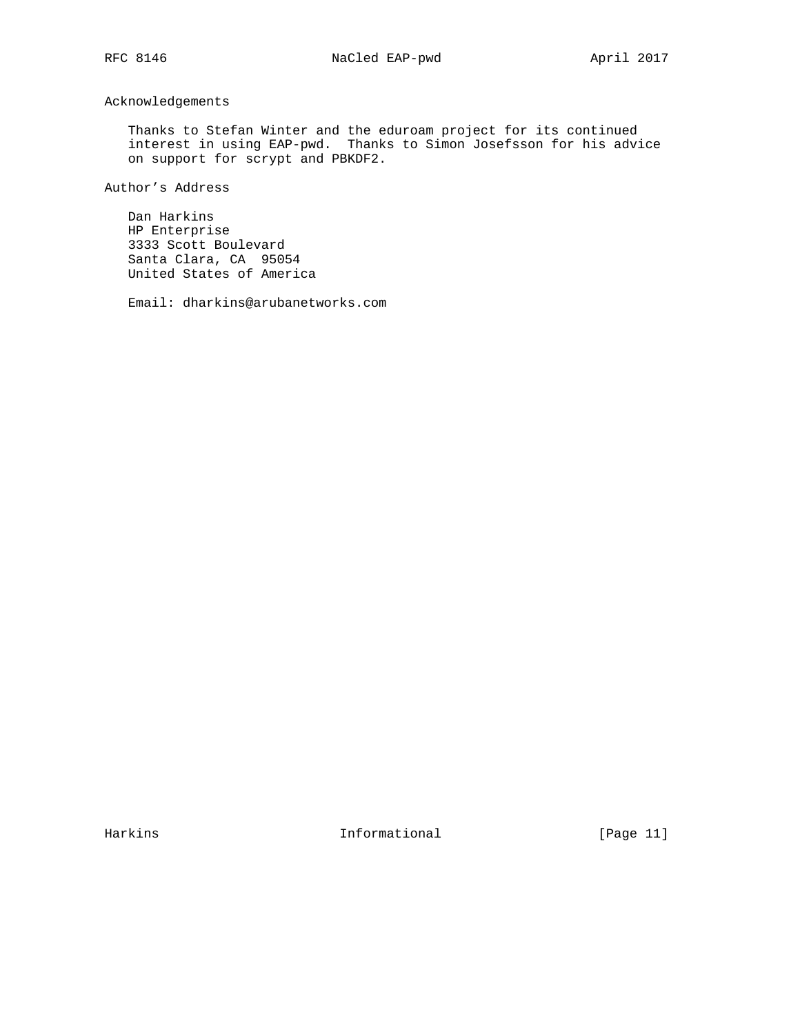## Acknowledgements

Thanks to Stefan Winter and the eduroam project for its continued interest in using EAP-pwd. Thanks to Simon Josefsson for his advice on support for scrypt and PBKDF2.

## Author's Address

Dan Harkins
HP Enterprise
3333 Scott Boulevard
Santa Clara, CA 95054
United States of America

Email: dharkins@arubanetworks.com